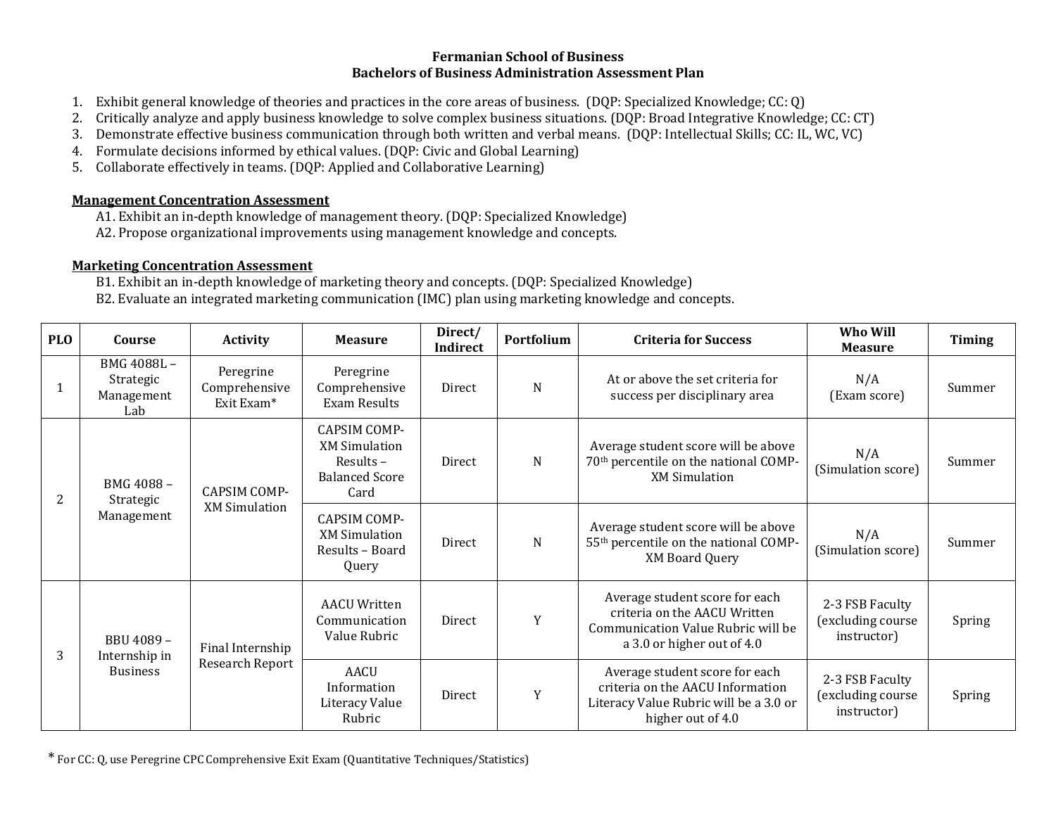**Fermanian School of Business**
**Bachelors of Business Administration Assessment Plan**

1. Exhibit general knowledge of theories and practices in the core areas of business. (DQP: Specialized Knowledge; CC: Q)
2. Critically analyze and apply business knowledge to solve complex business situations. (DQP: Broad Integrative Knowledge; CC: CT)
3. Demonstrate effective business communication through both written and verbal means. (DQP: Intellectual Skills; CC: IL, WC, VC)
4. Formulate decisions informed by ethical values. (DQP: Civic and Global Learning)
5. Collaborate effectively in teams. (DQP: Applied and Collaborative Learning)

**Management Concentration Assessment**

A1. Exhibit an in-depth knowledge of management theory. (DQP: Specialized Knowledge)
A2. Propose organizational improvements using management knowledge and concepts.

**Marketing Concentration Assessment**

B1. Exhibit an in-depth knowledge of marketing theory and concepts. (DQP: Specialized Knowledge)
B2. Evaluate an integrated marketing communication (IMC) plan using marketing knowledge and concepts.

| PLO | Course | Activity | Measure | Direct/ Indirect | Portfolium | Criteria for Success | Who Will Measure | Timing |
|---|---|---|---|---|---|---|---|---|
| 1 | BMG 4088L – Strategic Management Lab | Peregrine Comprehensive Exit Exam* | Peregrine Comprehensive Exam Results | Direct | N | At or above the set criteria for success per disciplinary area | N/A (Exam score) | Summer |
| 2 | BMG 4088 – Strategic Management | CAPSIM COMP-XM Simulation | CAPSIM COMP-XM Simulation Results – Balanced Score Card | Direct | N | Average student score will be above 70th percentile on the national COMP-XM Simulation | N/A (Simulation score) | Summer |
| | | | CAPSIM COMP-XM Simulation Results – Board Query | Direct | N | Average student score will be above 55th percentile on the national COMP-XM Board Query | N/A (Simulation score) | Summer |
| 3 | BBU 4089 – Internship in Business | Final Internship Research Report | AACU Written Communication Value Rubric | Direct | Y | Average student score for each criteria on the AACU Written Communication Value Rubric will be a 3.0 or higher out of 4.0 | 2-3 FSB Faculty (excluding course instructor) | Spring |
| | | | AACU Information Literacy Value Rubric | Direct | Y | Average student score for each criteria on the AACU Information Literacy Value Rubric will be a 3.0 or higher out of 4.0 | 2-3 FSB Faculty (excluding course instructor) | Spring |

* For CC: Q, use Peregrine CPC Comprehensive Exit Exam (Quantitative Techniques/Statistics)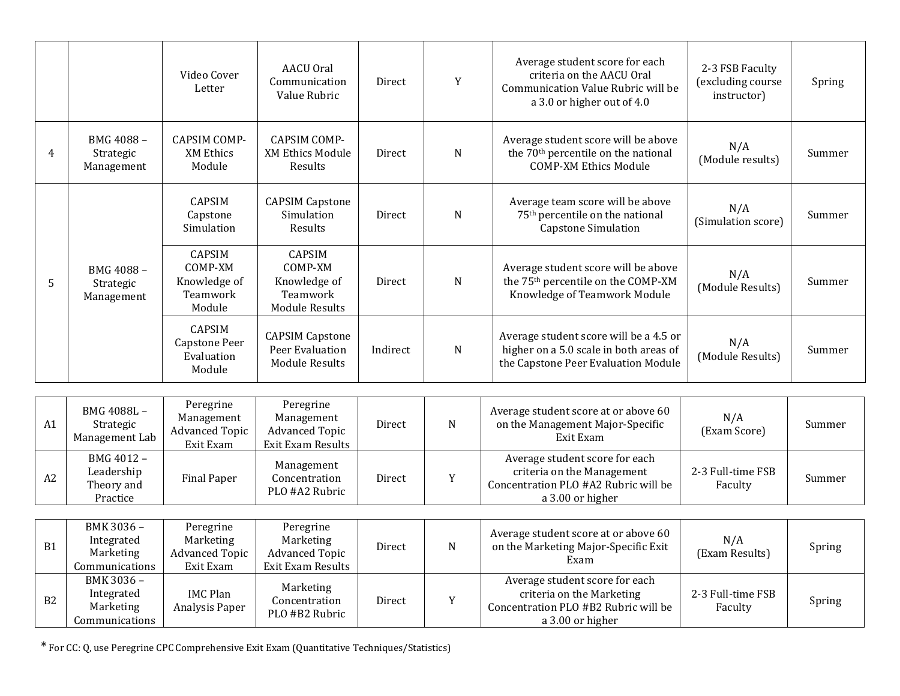| | | | | | | | | |
|---|---|---|---|---|---|---|---|---|
| | | Video Cover Letter | AACU Oral Communication Value Rubric | Direct | Y | Average student score for each criteria on the AACU Oral Communication Value Rubric will be a 3.0 or higher out of 4.0 | 2-3 FSB Faculty (excluding course instructor) | Spring |
| 4 | BMG 4088 – Strategic Management | CAPSIM COMP-XM Ethics Module | CAPSIM COMP-XM Ethics Module Results | Direct | N | Average student score will be above the 70th percentile on the national COMP-XM Ethics Module | N/A (Module results) | Summer |
| 5 | BMG 4088 – Strategic Management | CAPSIM Capstone Simulation | CAPSIM Capstone Simulation Results | Direct | N | Average team score will be above 75th percentile on the national Capstone Simulation | N/A (Simulation score) | Summer |
| | | CAPSIM COMP-XM Knowledge of Teamwork Module | CAPSIM COMP-XM Knowledge of Teamwork Module Results | Direct | N | Average student score will be above the 75th percentile on the COMP-XM Knowledge of Teamwork Module | N/A (Module Results) | Summer |
| | | CAPSIM Capstone Peer Evaluation Module | CAPSIM Capstone Peer Evaluation Module Results | Indirect | N | Average student score will be a 4.5 or higher on a 5.0 scale in both areas of the Capstone Peer Evaluation Module | N/A (Module Results) | Summer |

| | | | | | | | | |
|---|---|---|---|---|---|---|---|---|
| A1 | BMG 4088L – Strategic Management Lab | Peregrine Management Advanced Topic Exit Exam | Peregrine Management Advanced Topic Exit Exam Results | Direct | N | Average student score at or above 60 on the Management Major-Specific Exit Exam | N/A (Exam Score) | Summer |
| A2 | BMG 4012 – Leadership Theory and Practice | Final Paper | Management Concentration PLO #A2 Rubric | Direct | Y | Average student score for each criteria on the Management Concentration PLO #A2 Rubric will be a 3.00 or higher | 2-3 Full-time FSB Faculty | Summer |

| | | | | | | | | |
|---|---|---|---|---|---|---|---|---|
| B1 | BMK 3036 – Integrated Marketing Communications | Peregrine Marketing Advanced Topic Exit Exam | Peregrine Marketing Advanced Topic Exit Exam Results | Direct | N | Average student score at or above 60 on the Marketing Major-Specific Exit Exam | N/A (Exam Results) | Spring |
| B2 | BMK 3036 – Integrated Marketing Communications | IMC Plan Analysis Paper | Marketing Concentration PLO #B2 Rubric | Direct | Y | Average student score for each criteria on the Marketing Concentration PLO #B2 Rubric will be a 3.00 or higher | 2-3 Full-time FSB Faculty | Spring |

* For CC: Q, use Peregrine CPC Comprehensive Exit Exam (Quantitative Techniques/Statistics)